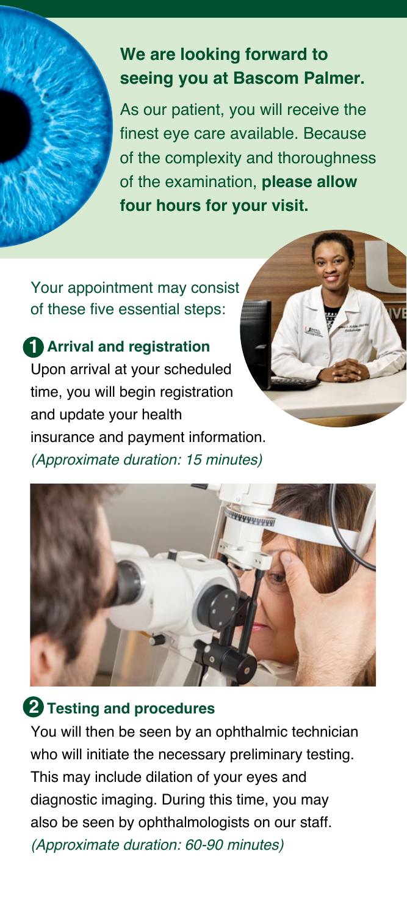## We are looking forward to seeing you at Bascom Palmer.

As our patient, you will receive the finest eye care available. Because of the complexity and thoroughness of the examination, **please allow four hours for your visit.**

Your appointment may consist of these five essential steps:

### 1 Arrival and registration

Upon arrival at your scheduled time, you will begin registration and update your health insurance and payment information. *(Approximate duration: 15 minutes)*

### 2 Testing and procedures

You will then be seen by an ophthalmic technician who will initiate the necessary preliminary testing. This may include dilation of your eyes and diagnostic imaging. During this time, you may also be seen by ophthalmologists on our staff. *(Approximate duration: 60-90 minutes)*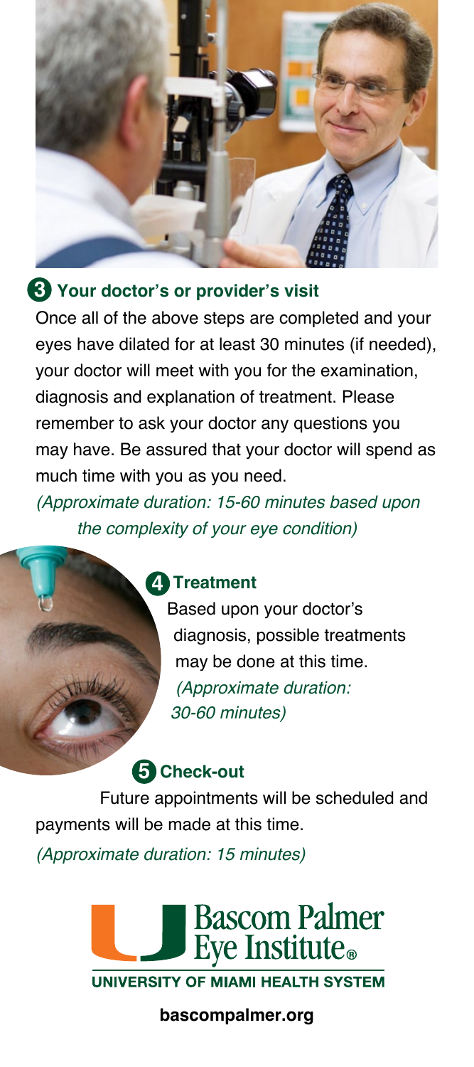## 3 Your doctor's or provider's visit

Once all of the above steps are completed and your eyes have dilated for at least 30 minutes (if needed), your doctor will meet with you for the examination, diagnosis and explanation of treatment. Please remember to ask your doctor any questions you may have. Be assured that your doctor will spend as much time with you as you need.

*(Approximate duration: 15-60 minutes based upon the complexity of your eye condition)*

## 4 Treatment

Based upon your doctor's diagnosis, possible treatments may be done at this time.

*(Approximate duration: 30-60 minutes)*

## 5 Check-out

Future appointments will be scheduled and payments will be made at this time.

*(Approximate duration: 15 minutes)*

Bascom Palmer Eye Institute®

UNIVERSITY OF MIAMI HEALTH SYSTEM

**bascompalmer.org**